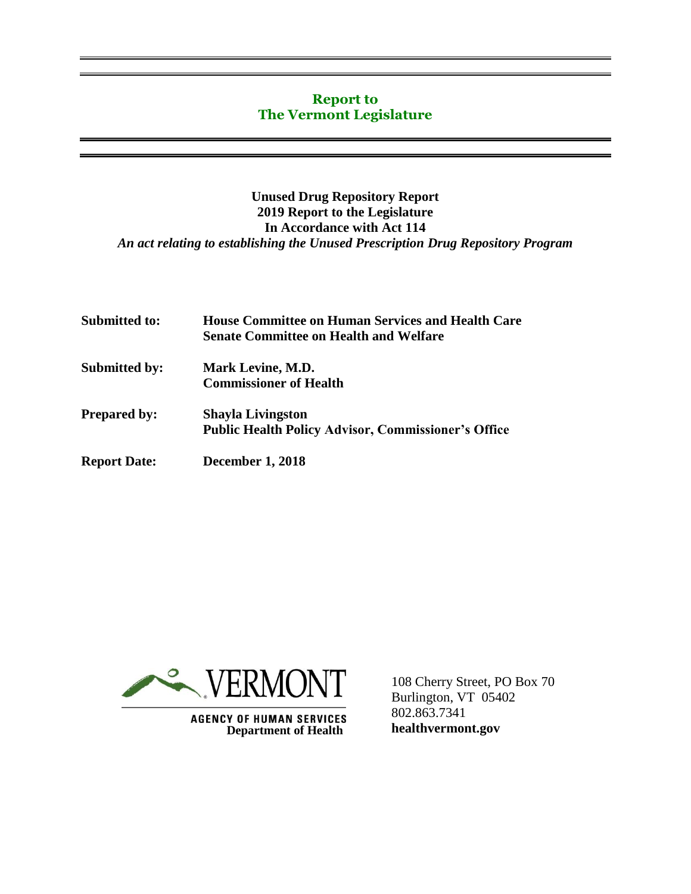# Report to
# The Vermont Legislature

**Unused Drug Repository Report**
**2019 Report to the Legislature**
**In Accordance with Act 114**
***An act relating to establishing the Unused Prescription Drug Repository Program***

| | |
|---|---|
| **Submitted to:** | **House Committee on Human Services and Health Care**<br>**Senate Committee on Health and Welfare** |
| **Submitted by:** | **Mark Levine, M.D.**<br>**Commissioner of Health** |
| **Prepared by:** | **Shayla Livingston**<br>**Public Health Policy Advisor, Commissioner's Office** |
| **Report Date:** | **December 1, 2018** |

VERMONT
AGENCY OF HUMAN SERVICES
**Department of Health**

108 Cherry Street, PO Box 70
Burlington, VT 05402
802.863.7341
**healthvermont.gov**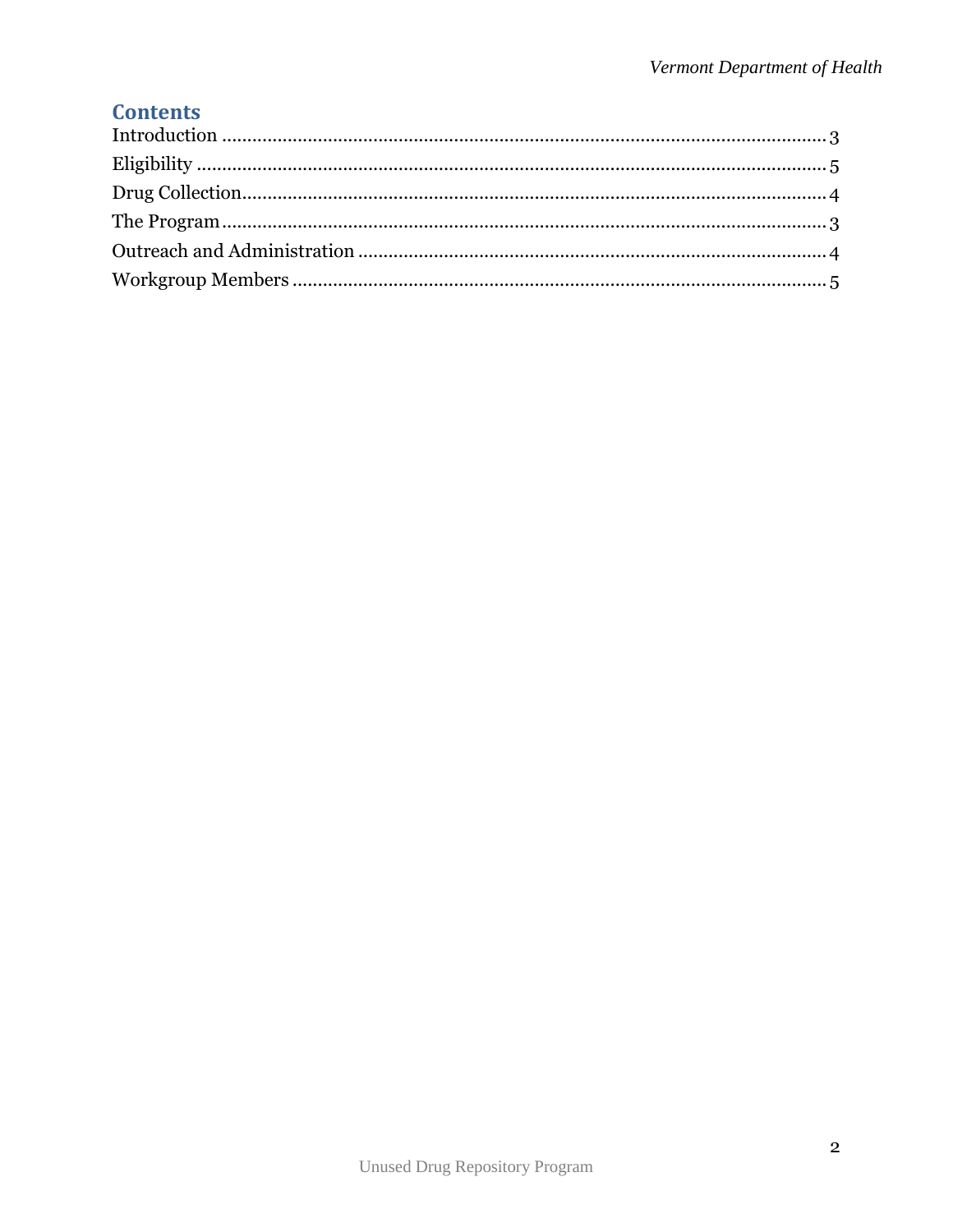## Contents

Introduction .......................................................... 3
Eligibility ............................................................ 5
Drug Collection........................................................ 4
The Program........................................................... 3
Outreach and Administration ..................................... 4
Workgroup Members ............................................... 5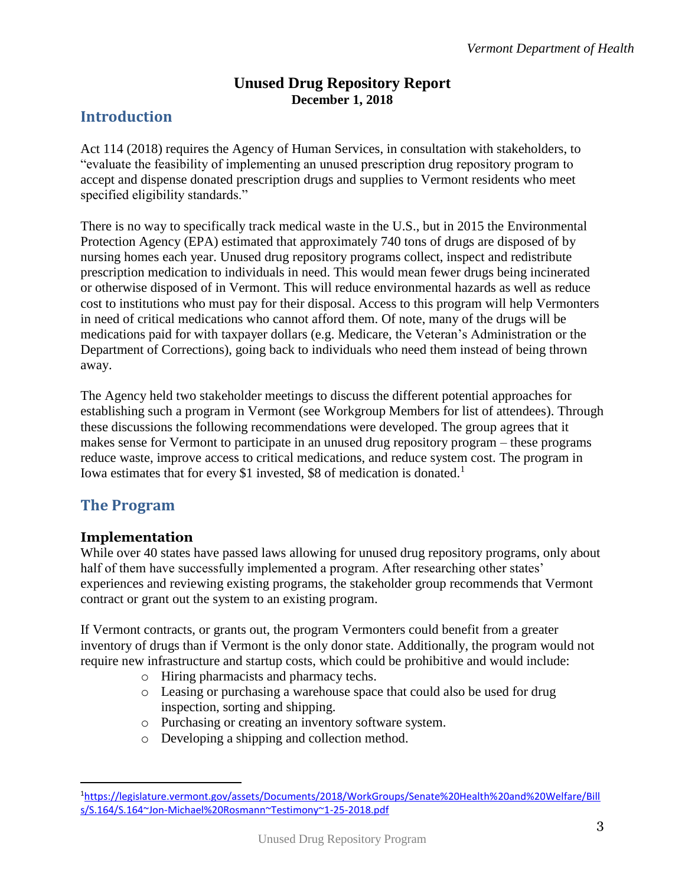# Unused Drug Repository Report
**December 1, 2018**

## Introduction

Act 114 (2018) requires the Agency of Human Services, in consultation with stakeholders, to "evaluate the feasibility of implementing an unused prescription drug repository program to accept and dispense donated prescription drugs and supplies to Vermont residents who meet specified eligibility standards."

There is no way to specifically track medical waste in the U.S., but in 2015 the Environmental Protection Agency (EPA) estimated that approximately 740 tons of drugs are disposed of by nursing homes each year. Unused drug repository programs collect, inspect and redistribute prescription medication to individuals in need. This would mean fewer drugs being incinerated or otherwise disposed of in Vermont. This will reduce environmental hazards as well as reduce cost to institutions who must pay for their disposal. Access to this program will help Vermonters in need of critical medications who cannot afford them. Of note, many of the drugs will be medications paid for with taxpayer dollars (e.g. Medicare, the Veteran's Administration or the Department of Corrections), going back to individuals who need them instead of being thrown away.

The Agency held two stakeholder meetings to discuss the different potential approaches for establishing such a program in Vermont (see Workgroup Members for list of attendees). Through these discussions the following recommendations were developed. The group agrees that it makes sense for Vermont to participate in an unused drug repository program – these programs reduce waste, improve access to critical medications, and reduce system cost. The program in Iowa estimates that for every $1 invested, $8 of medication is donated.[1]

## The Program

### Implementation

While over 40 states have passed laws allowing for unused drug repository programs, only about half of them have successfully implemented a program. After researching other states' experiences and reviewing existing programs, the stakeholder group recommends that Vermont contract or grant out the system to an existing program.

If Vermont contracts, or grants out, the program Vermonters could benefit from a greater inventory of drugs than if Vermont is the only donor state. Additionally, the program would not require new infrastructure and startup costs, which could be prohibitive and would include:

- Hiring pharmacists and pharmacy techs.
- Leasing or purchasing a warehouse space that could also be used for drug inspection, sorting and shipping.
- Purchasing or creating an inventory software system.
- Developing a shipping and collection method.

---

[1] https://legislature.vermont.gov/assets/Documents/2018/WorkGroups/Senate%20Health%20and%20Welfare/Bills/S.164/S.164~Jon-Michael%20Rosmann~Testimony~1-25-2018.pdf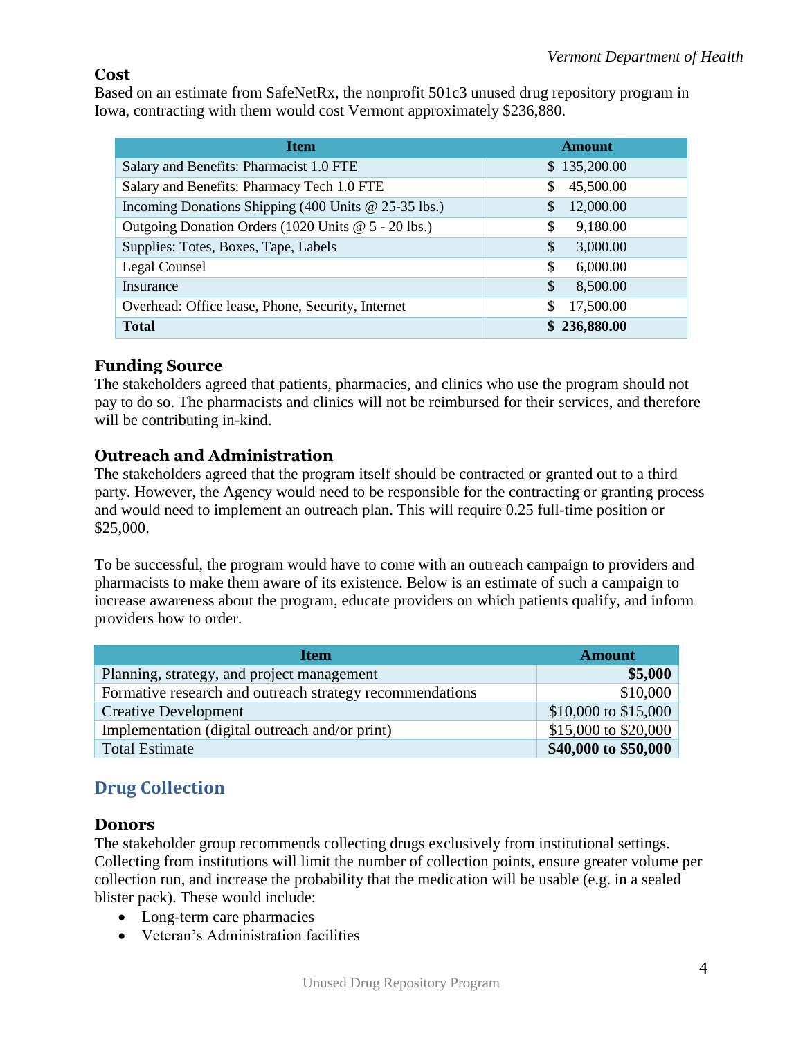### Cost

Based on an estimate from SafeNetRx, the nonprofit 501c3 unused drug repository program in Iowa, contracting with them would cost Vermont approximately $236,880.

| Item | Amount |
|---|---|
| Salary and Benefits: Pharmacist 1.0 FTE | $ 135,200.00 |
| Salary and Benefits: Pharmacy Tech 1.0 FTE | $ 45,500.00 |
| Incoming Donations Shipping (400 Units @ 25-35 lbs.) | $ 12,000.00 |
| Outgoing Donation Orders (1020 Units @ 5 - 20 lbs.) | $ 9,180.00 |
| Supplies: Totes, Boxes, Tape, Labels | $ 3,000.00 |
| Legal Counsel | $ 6,000.00 |
| Insurance | $ 8,500.00 |
| Overhead: Office lease, Phone, Security, Internet | $ 17,500.00 |
| **Total** | **$ 236,880.00** |

### Funding Source

The stakeholders agreed that patients, pharmacies, and clinics who use the program should not pay to do so. The pharmacists and clinics will not be reimbursed for their services, and therefore will be contributing in-kind.

### Outreach and Administration

The stakeholders agreed that the program itself should be contracted or granted out to a third party. However, the Agency would need to be responsible for the contracting or granting process and would need to implement an outreach plan. This will require 0.25 full-time position or $25,000.

To be successful, the program would have to come with an outreach campaign to providers and pharmacists to make them aware of its existence. Below is an estimate of such a campaign to increase awareness about the program, educate providers on which patients qualify, and inform providers how to order.

| Item | Amount |
|---|---|
| Planning, strategy, and project management | **$5,000** |
| Formative research and outreach strategy recommendations | $10,000 |
| Creative Development | $10,000 to $15,000 |
| Implementation (digital outreach and/or print) | $15,000 to $20,000 |
| Total Estimate | **$40,000 to $50,000** |

## Drug Collection

### Donors

The stakeholder group recommends collecting drugs exclusively from institutional settings. Collecting from institutions will limit the number of collection points, ensure greater volume per collection run, and increase the probability that the medication will be usable (e.g. in a sealed blister pack). These would include:

- Long-term care pharmacies
- Veteran's Administration facilities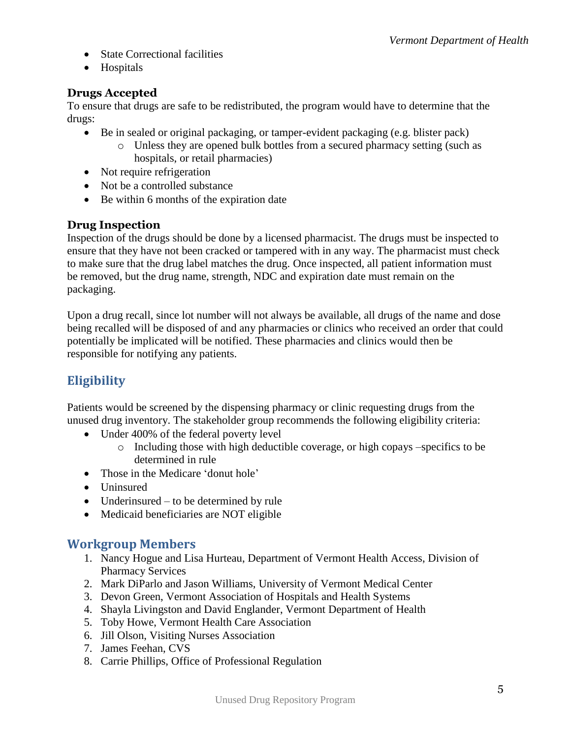- State Correctional facilities
- Hospitals

### Drugs Accepted

To ensure that drugs are safe to be redistributed, the program would have to determine that the drugs:

- Be in sealed or original packaging, or tamper-evident packaging (e.g. blister pack)
    - Unless they are opened bulk bottles from a secured pharmacy setting (such as hospitals, or retail pharmacies)
- Not require refrigeration
- Not be a controlled substance
- Be within 6 months of the expiration date

### Drug Inspection

Inspection of the drugs should be done by a licensed pharmacist. The drugs must be inspected to ensure that they have not been cracked or tampered with in any way. The pharmacist must check to make sure that the drug label matches the drug. Once inspected, all patient information must be removed, but the drug name, strength, NDC and expiration date must remain on the packaging.

Upon a drug recall, since lot number will not always be available, all drugs of the name and dose being recalled will be disposed of and any pharmacies or clinics who received an order that could potentially be implicated will be notified. These pharmacies and clinics would then be responsible for notifying any patients.

## Eligibility

Patients would be screened by the dispensing pharmacy or clinic requesting drugs from the unused drug inventory. The stakeholder group recommends the following eligibility criteria:

- Under 400% of the federal poverty level
    - Including those with high deductible coverage, or high copays –specifics to be determined in rule
- Those in the Medicare 'donut hole'
- Uninsured
- Underinsured – to be determined by rule
- Medicaid beneficiaries are NOT eligible

## Workgroup Members

1. Nancy Hogue and Lisa Hurteau, Department of Vermont Health Access, Division of Pharmacy Services
2. Mark DiParlo and Jason Williams, University of Vermont Medical Center
3. Devon Green, Vermont Association of Hospitals and Health Systems
4. Shayla Livingston and David Englander, Vermont Department of Health
5. Toby Howe, Vermont Health Care Association
6. Jill Olson, Visiting Nurses Association
7. James Feehan, CVS
8. Carrie Phillips, Office of Professional Regulation